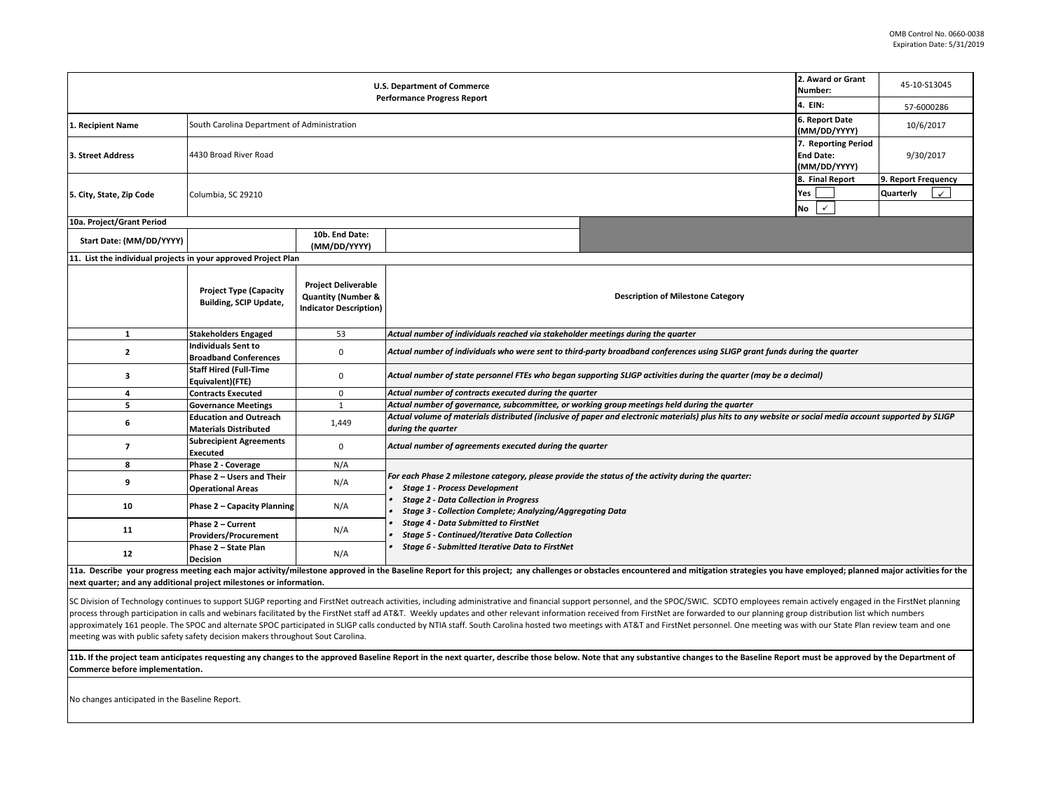OMB Control No. 0660-0038
Expiration Date: 5/31/2019

**U.S. Department of Commerce**
**Performance Progress Report**

| | | | |
|---|---|---|---|
| **1. Recipient Name** | South Carolina Department of Administration | **2. Award or Grant Number:** | 45-10-S13045 |
| | | **4. EIN:** | 57-6000286 |
| | | **6. Report Date (MM/DD/YYYY)** | 10/6/2017 |
| **3. Street Address** | 4430 Broad River Road | **7. Reporting Period End Date: (MM/DD/YYYY)** | 9/30/2017 |
| **5. City, State, Zip Code** | Columbia, SC 29210 | **8. Final Report** Yes ☐ No ✓ | **9. Report Frequency** Quarterly ✓ |

**10a. Project/Grant Period**

| Start Date: (MM/DD/YYYY) | | 10b. End Date: (MM/DD/YYYY) | |
|---|---|---|---|

**11. List the individual projects in your approved Project Plan**

| | Project Type (Capacity Building, SCIP Update, | Project Deliverable Quantity (Number & Indicator Description) | Description of Milestone Category |
|---|---|---|---|
| 1 | Stakeholders Engaged | 53 | *Actual number of individuals reached via stakeholder meetings during the quarter* |
| 2 | Individuals Sent to Broadband Conferences | 0 | *Actual number of individuals who were sent to third-party broadband conferences using SLIGP grant funds during the quarter* |
| 3 | Staff Hired (Full-Time Equivalent)(FTE) | 0 | *Actual number of state personnel FTEs who began supporting SLIGP activities during the quarter (may be a decimal)* |
| 4 | Contracts Executed | 0 | *Actual number of contracts executed during the quarter* |
| 5 | Governance Meetings | 1 | *Actual number of governance, subcommittee, or working group meetings held during the quarter* |
| 6 | Education and Outreach Materials Distributed | 1,449 | *Actual volume of materials distributed (inclusive of paper and electronic materials) plus hits to any website or social media account supported by SLIGP during the quarter* |
| 7 | Subrecipient Agreements Executed | 0 | *Actual number of agreements executed during the quarter* |
| 8 | Phase 2 - Coverage | N/A | *For each Phase 2 milestone category, please provide the status of the activity during the quarter:* <br>• *Stage 1 - Process Development* <br>• *Stage 2 - Data Collection in Progress* <br>• *Stage 3 - Collection Complete; Analyzing/Aggregating Data* <br>• *Stage 4 - Data Submitted to FirstNet* <br>• *Stage 5 - Continued/Iterative Data Collection* <br>• *Stage 6 - Submitted Iterative Data to FirstNet* |
| 9 | Phase 2 – Users and Their Operational Areas | N/A | |
| 10 | Phase 2 – Capacity Planning | N/A | |
| 11 | Phase 2 – Current Providers/Procurement | N/A | |
| 12 | Phase 2 – State Plan Decision | N/A | |

**11a. Describe your progress meeting each major activity/milestone approved in the Baseline Report for this project; any challenges or obstacles encountered and mitigation strategies you have employed; planned major activities for the next quarter; and any additional project milestones or information.**

SC Division of Technology continues to support SLIGP reporting and FirstNet outreach activities, including administrative and financial support personnel, and the SPOC/SWIC. SCDTO employees remain actively engaged in the FirstNet planning process through participation in calls and webinars facilitated by the FirstNet staff ad AT&T. Weekly updates and other relevant information received from FirstNet are forwarded to our planning group distribution list which numbers approximately 161 people. The SPOC and alternate SPOC participated in SLIGP calls conducted by NTIA staff. South Carolina hosted two meetings with AT&T and FirstNet personnel. One meeting was with our State Plan review team and one meeting was with public safety safety decision makers throughout Sout Carolina.

**11b. If the project team anticipates requesting any changes to the approved Baseline Report in the next quarter, describe those below. Note that any substantive changes to the Baseline Report must be approved by the Department of Commerce before implementation.**

No changes anticipated in the Baseline Report.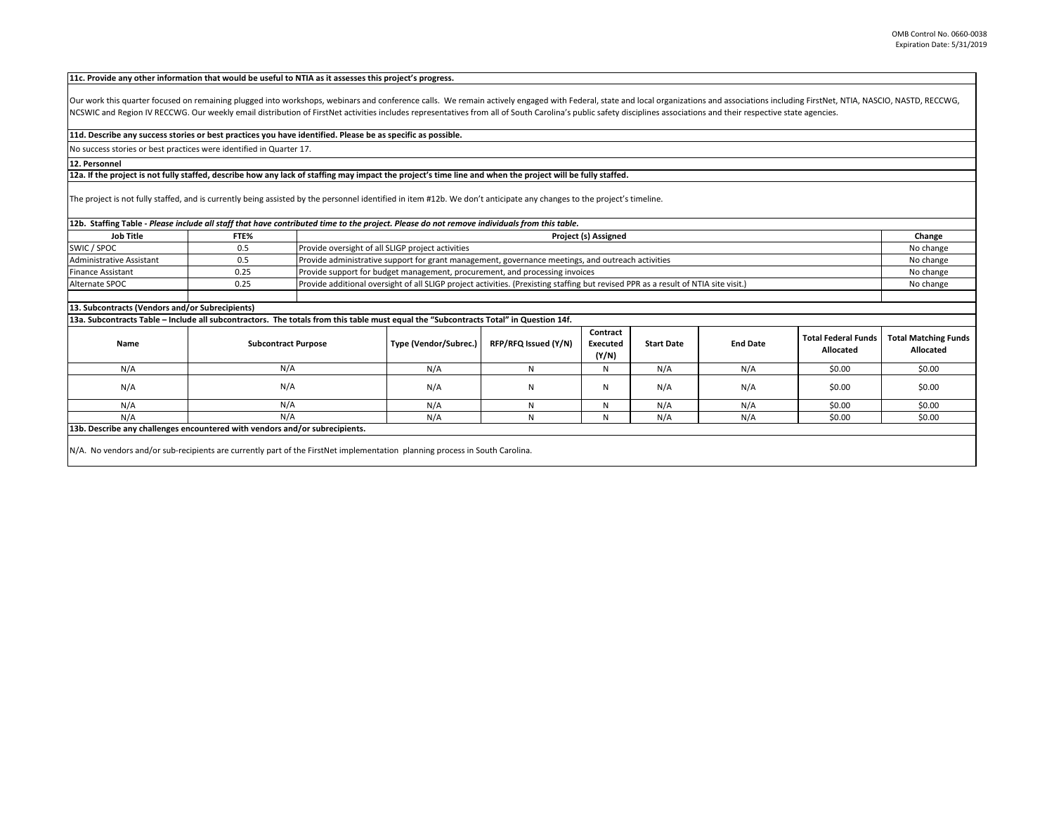**11c. Provide any other information that would be useful to NTIA as it assesses this project's progress.**

Our work this quarter focused on remaining plugged into workshops, webinars and conference calls. We remain actively engaged with Federal, state and local organizations and associations including FirstNet, NTIA, NASCIO, NASTD, RECCWG, NCSWIC and Region IV RECCWG. Our weekly email distribution of FirstNet activities includes representatives from all of South Carolina's public safety disciplines associations and their respective state agencies.

**11d. Describe any success stories or best practices you have identified. Please be as specific as possible.**

No success stories or best practices were identified in Quarter 17.

**12. Personnel**

**12a. If the project is not fully staffed, describe how any lack of staffing may impact the project's time line and when the project will be fully staffed.**

The project is not fully staffed, and is currently being assisted by the personnel identified in item #12b. We don't anticipate any changes to the project's timeline.

**12b. Staffing Table -** ***Please include all staff that have contributed time to the project. Please do not remove individuals from this table.***

| Job Title | FTE% | Project (s) Assigned | Change |
|---|---|---|---|
| SWIC / SPOC | 0.5 | Provide oversight of all SLIGP project activities | No change |
| Administrative Assistant | 0.5 | Provide administrative support for grant management, governance meetings, and outreach activities | No change |
| Finance Assistant | 0.25 | Provide support for budget management, procurement, and processing invoices | No change |
| Alternate SPOC | 0.25 | Provide additional oversight of all SLIGP project activities. (Prexisting staffing but revised PPR as a result of NTIA site visit.) | No change |
| | | | |

**13. Subcontracts (Vendors and/or Subrecipients)**

**13a. Subcontracts Table – Include all subcontractors. The totals from this table must equal the "Subcontracts Total" in Question 14f.**

| Name | Subcontract Purpose | Type (Vendor/Subrec.) | RFP/RFQ Issued (Y/N) | Contract Executed (Y/N) | Start Date | End Date | Total Federal Funds Allocated | Total Matching Funds Allocated |
|---|---|---|---|---|---|---|---|---|
| N/A | N/A | N/A | N | N | N/A | N/A | $0.00 | $0.00 |
| N/A | N/A | N/A | N | N | N/A | N/A | $0.00 | $0.00 |
| N/A | N/A | N/A | N | N | N/A | N/A | $0.00 | $0.00 |
| N/A | N/A | N/A | N | N | N/A | N/A | $0.00 | $0.00 |

**13b. Describe any challenges encountered with vendors and/or subrecipients.**

N/A. No vendors and/or sub-recipients are currently part of the FirstNet implementation planning process in South Carolina.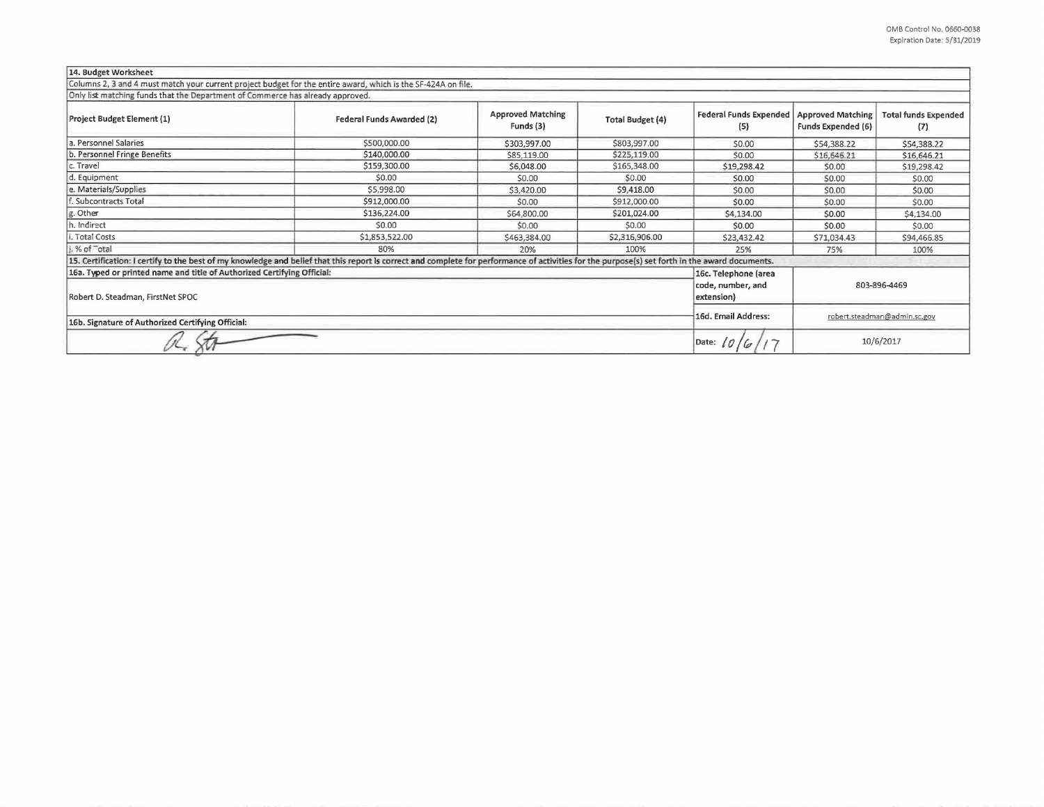OMB Control No. 0660-0038
Expiration Date: 5/31/2019

**14. Budget Worksheet**

Columns 2, 3 and 4 must match your current project budget for the entire award, which is the SF-424A on file.

Only list matching funds that the Department of Commerce has already approved.

| Project Budget Element (1) | Federal Funds Awarded (2) | Approved Matching Funds (3) | Total Budget (4) | Federal Funds Expended (5) | Approved Matching Funds Expended (6) | Total funds Expended (7) |
|---|---|---|---|---|---|---|
| a. Personnel Salaries | $500,000.00 | $303,997.00 | $803,997.00 | $0.00 | $54,388.22 | $54,388.22 |
| b. Personnel Fringe Benefits | $140,000.00 | $85,119.00 | $225,119.00 | $0.00 | $16,646.21 | $16,646.21 |
| c. Travel | $159,300.00 | $6,048.00 | $165,348.00 | $19,298.42 | $0.00 | $19,298.42 |
| d. Equipment | $0.00 | $0.00 | $0.00 | $0.00 | $0.00 | $0.00 |
| e. Materials/Supplies | $5,998.00 | $3,420.00 | $9,418.00 | $0.00 | $0.00 | $0.00 |
| f. Subcontracts Total | $912,000.00 | $0.00 | $912,000.00 | $0.00 | $0.00 | $0.00 |
| g. Other | $136,224.00 | $64,800.00 | $201,024.00 | $4,134.00 | $0.00 | $4,134.00 |
| h. Indirect | $0.00 | $0.00 | $0.00 | $0.00 | $0.00 | $0.00 |
| i. Total Costs | $1,853,522.00 | $463,384.00 | $2,316,906.00 | $23,432.42 | $71,034.43 | $94,466.85 |
| j. % of Total | 80% | 20% | 100% | 25% | 75% | 100% |

**15. Certification: I certify to the best of my knowledge and belief that this report is correct and complete for performance of activities for the purpose(s) set forth in the award documents.**

| | | |
|---|---|---|
| **16a. Typed or printed name and title of Authorized Certifying Official:** Robert D. Steadman, FirstNet SPOC | 16c. Telephone (area code, number, and extension) | 803-896-4469 |
| **16b. Signature of Authorized Certifying Official:** | 16d. Email Address: | robert.steadman@admin.sc.gov |
| R. Ste | Date: 10/6/17 | 10/6/2017 |